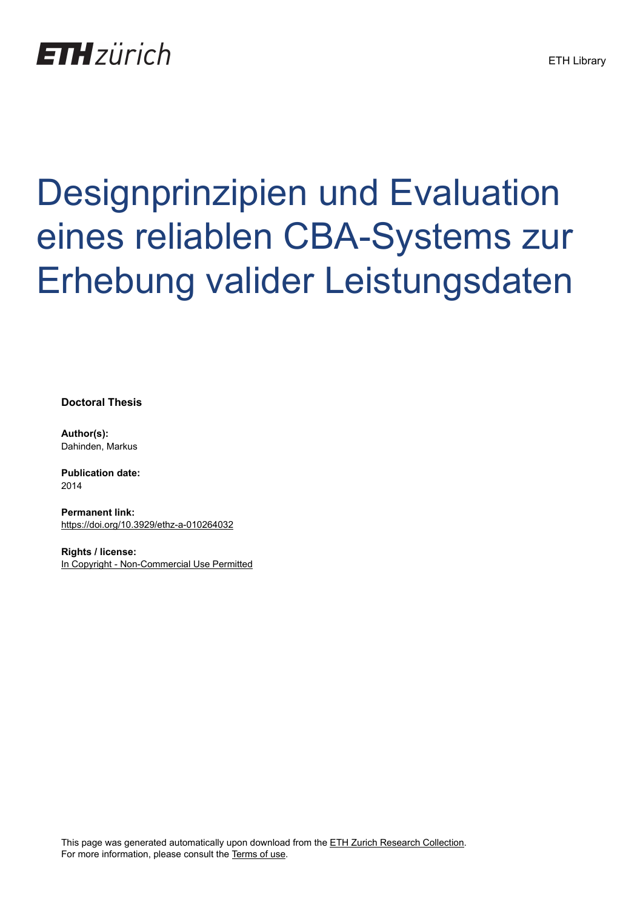ETH zürich

ETH Library

# Designprinzipien und Evaluation eines reliablen CBA-Systems zur Erhebung valider Leistungsdaten

**Doctoral Thesis**

**Author(s):**
Dahinden, Markus

**Publication date:**
2014

**Permanent link:**
https://doi.org/10.3929/ethz-a-010264032

**Rights / license:**
In Copyright - Non-Commercial Use Permitted

This page was generated automatically upon download from the ETH Zurich Research Collection.
For more information, please consult the Terms of use.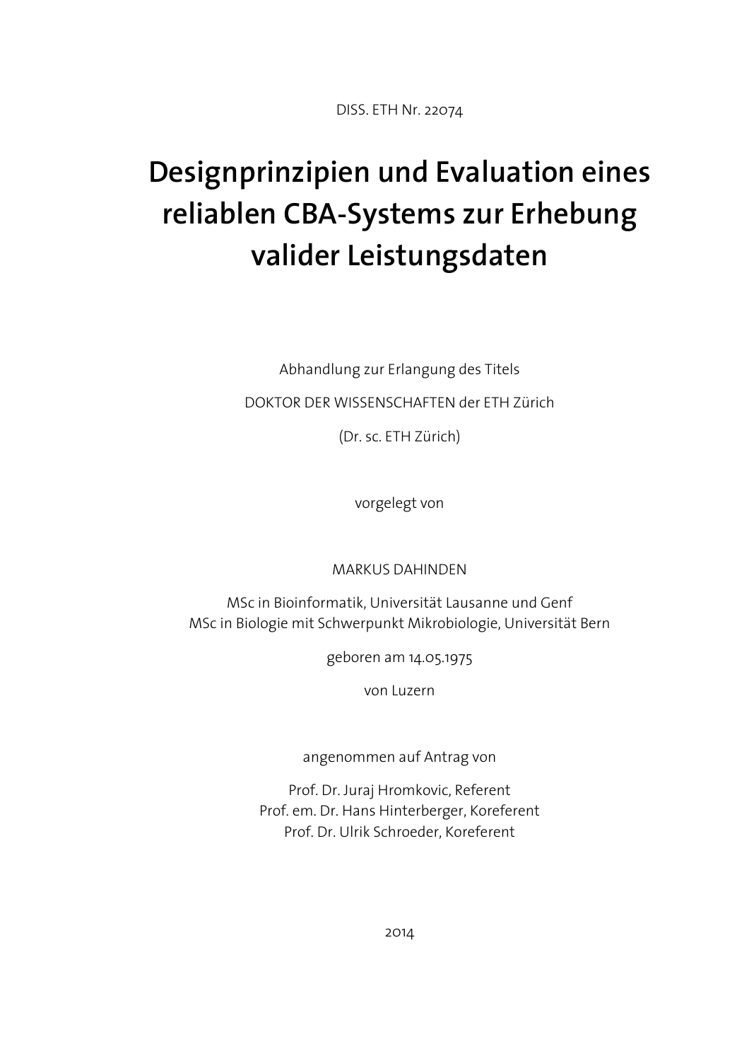DISS. ETH Nr. 22074

# Designprinzipien und Evaluation eines reliablen CBA-Systems zur Erhebung valider Leistungsdaten

Abhandlung zur Erlangung des Titels

DOKTOR DER WISSENSCHAFTEN der ETH Zürich

(Dr. sc. ETH Zürich)

vorgelegt von

MARKUS DAHINDEN

MSc in Bioinformatik, Universität Lausanne und Genf
MSc in Biologie mit Schwerpunkt Mikrobiologie, Universität Bern

geboren am 14.05.1975

von Luzern

angenommen auf Antrag von

Prof. Dr. Juraj Hromkovic, Referent
Prof. em. Dr. Hans Hinterberger, Koreferent
Prof. Dr. Ulrik Schroeder, Koreferent

2014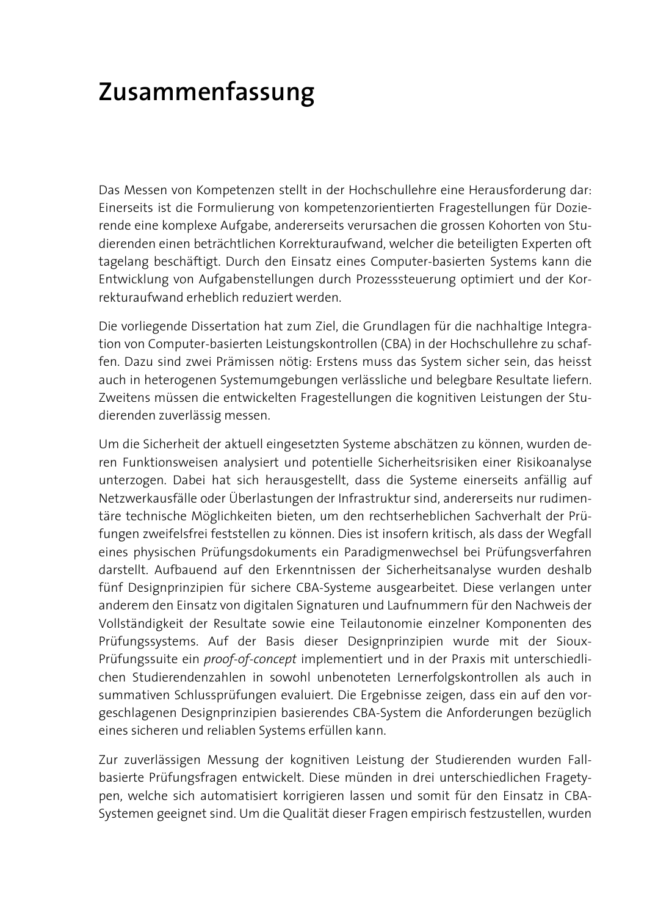# Zusammenfassung

Das Messen von Kompetenzen stellt in der Hochschullehre eine Herausforderung dar: Einerseits ist die Formulierung von kompetenzorientierten Fragestellungen für Dozierende eine komplexe Aufgabe, andererseits verursachen die grossen Kohorten von Studierenden einen beträchtlichen Korrekturaufwand, welcher die beteiligten Experten oft tagelang beschäftigt. Durch den Einsatz eines Computer-basierten Systems kann die Entwicklung von Aufgabenstellungen durch Prozesssteuerung optimiert und der Korrekturaufwand erheblich reduziert werden.

Die vorliegende Dissertation hat zum Ziel, die Grundlagen für die nachhaltige Integration von Computer-basierten Leistungskontrollen (CBA) in der Hochschullehre zu schaffen. Dazu sind zwei Prämissen nötig: Erstens muss das System sicher sein, das heisst auch in heterogenen Systemumgebungen verlässliche und belegbare Resultate liefern. Zweitens müssen die entwickelten Fragestellungen die kognitiven Leistungen der Studierenden zuverlässig messen.

Um die Sicherheit der aktuell eingesetzten Systeme abschätzen zu können, wurden deren Funktionsweisen analysiert und potentielle Sicherheitsrisiken einer Risikoanalyse unterzogen. Dabei hat sich herausgestellt, dass die Systeme einerseits anfällig auf Netzwerkausfälle oder Überlastungen der Infrastruktur sind, andererseits nur rudimentäre technische Möglichkeiten bieten, um den rechtserheblichen Sachverhalt der Prüfungen zweifelsfrei feststellen zu können. Dies ist insofern kritisch, als dass der Wegfall eines physischen Prüfungsdokuments ein Paradigmenwechsel bei Prüfungsverfahren darstellt. Aufbauend auf den Erkenntnissen der Sicherheitsanalyse wurden deshalb fünf Designprinzipien für sichere CBA-Systeme ausgearbeitet. Diese verlangen unter anderem den Einsatz von digitalen Signaturen und Laufnummern für den Nachweis der Vollständigkeit der Resultate sowie eine Teilautonomie einzelner Komponenten des Prüfungssystems. Auf der Basis dieser Designprinzipien wurde mit der Sioux-Prüfungssuite ein *proof-of-concept* implementiert und in der Praxis mit unterschiedlichen Studierendenzahlen in sowohl unbenoteten Lernerfolgskontrollen als auch in summativen Schlussprüfungen evaluiert. Die Ergebnisse zeigen, dass ein auf den vorgeschlagenen Designprinzipien basierendes CBA-System die Anforderungen bezüglich eines sicheren und reliablen Systems erfüllen kann.

Zur zuverlässigen Messung der kognitiven Leistung der Studierenden wurden Fall-basierte Prüfungsfragen entwickelt. Diese münden in drei unterschiedlichen Fragetypen, welche sich automatisiert korrigieren lassen und somit für den Einsatz in CBA-Systemen geeignet sind. Um die Qualität dieser Fragen empirisch festzustellen, wurden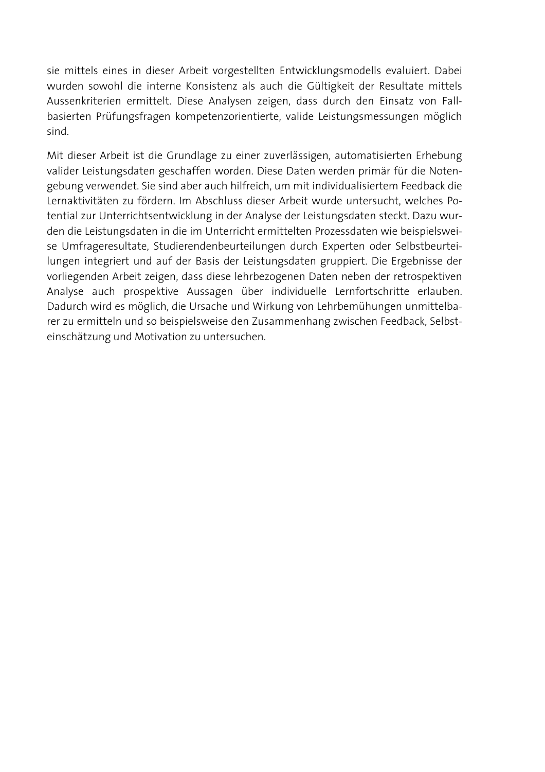sie mittels eines in dieser Arbeit vorgestellten Entwicklungsmodells evaluiert. Dabei wurden sowohl die interne Konsistenz als auch die Gültigkeit der Resultate mittels Aussenkriterien ermittelt. Diese Analysen zeigen, dass durch den Einsatz von Fallbasierten Prüfungsfragen kompetenzorientierte, valide Leistungsmessungen möglich sind.

Mit dieser Arbeit ist die Grundlage zu einer zuverlässigen, automatisierten Erhebung valider Leistungsdaten geschaffen worden. Diese Daten werden primär für die Notengebung verwendet. Sie sind aber auch hilfreich, um mit individualisiertem Feedback die Lernaktivitäten zu fördern. Im Abschluss dieser Arbeit wurde untersucht, welches Potential zur Unterrichtsentwicklung in der Analyse der Leistungsdaten steckt. Dazu wurden die Leistungsdaten in die im Unterricht ermittelten Prozessdaten wie beispielsweise Umfrageresultate, Studierendenbeurteilungen durch Experten oder Selbstbeurteilungen integriert und auf der Basis der Leistungsdaten gruppiert. Die Ergebnisse der vorliegenden Arbeit zeigen, dass diese lehrbezogenen Daten neben der retrospektiven Analyse auch prospektive Aussagen über individuelle Lernfortschritte erlauben. Dadurch wird es möglich, die Ursache und Wirkung von Lehrbemühungen unmittelbarer zu ermitteln und so beispielsweise den Zusammenhang zwischen Feedback, Selbsteinschätzung und Motivation zu untersuchen.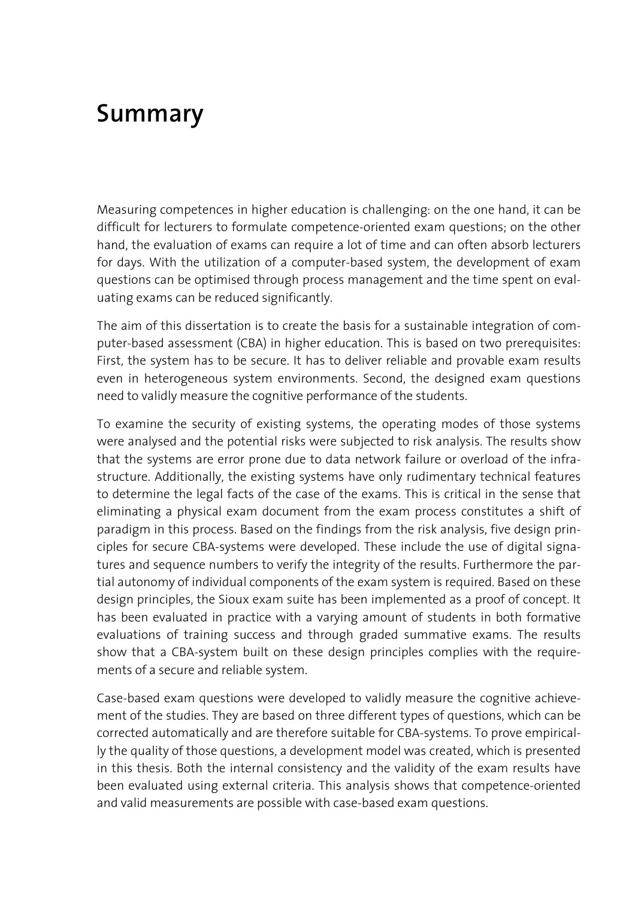# Summary

Measuring competences in higher education is challenging: on the one hand, it can be difficult for lecturers to formulate competence-oriented exam questions; on the other hand, the evaluation of exams can require a lot of time and can often absorb lecturers for days. With the utilization of a computer-based system, the development of exam questions can be optimised through process management and the time spent on evaluating exams can be reduced significantly.

The aim of this dissertation is to create the basis for a sustainable integration of computer-based assessment (CBA) in higher education. This is based on two prerequisites: First, the system has to be secure. It has to deliver reliable and provable exam results even in heterogeneous system environments. Second, the designed exam questions need to validly measure the cognitive performance of the students.

To examine the security of existing systems, the operating modes of those systems were analysed and the potential risks were subjected to risk analysis. The results show that the systems are error prone due to data network failure or overload of the infrastructure. Additionally, the existing systems have only rudimentary technical features to determine the legal facts of the case of the exams. This is critical in the sense that eliminating a physical exam document from the exam process constitutes a shift of paradigm in this process. Based on the findings from the risk analysis, five design principles for secure CBA-systems were developed. These include the use of digital signatures and sequence numbers to verify the integrity of the results. Furthermore the partial autonomy of individual components of the exam system is required. Based on these design principles, the Sioux exam suite has been implemented as a proof of concept. It has been evaluated in practice with a varying amount of students in both formative evaluations of training success and through graded summative exams. The results show that a CBA-system built on these design principles complies with the requirements of a secure and reliable system.

Case-based exam questions were developed to validly measure the cognitive achievement of the studies. They are based on three different types of questions, which can be corrected automatically and are therefore suitable for CBA-systems. To prove empirically the quality of those questions, a development model was created, which is presented in this thesis. Both the internal consistency and the validity of the exam results have been evaluated using external criteria. This analysis shows that competence-oriented and valid measurements are possible with case-based exam questions.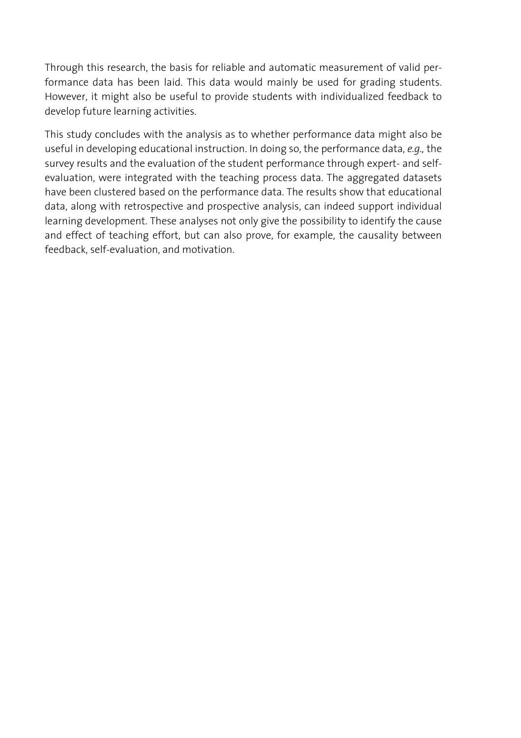Through this research, the basis for reliable and automatic measurement of valid performance data has been laid. This data would mainly be used for grading students. However, it might also be useful to provide students with individualized feedback to develop future learning activities.

This study concludes with the analysis as to whether performance data might also be useful in developing educational instruction. In doing so, the performance data, *e.g.,* the survey results and the evaluation of the student performance through expert- and self-evaluation, were integrated with the teaching process data. The aggregated datasets have been clustered based on the performance data. The results show that educational data, along with retrospective and prospective analysis, can indeed support individual learning development. These analyses not only give the possibility to identify the cause and effect of teaching effort, but can also prove, for example, the causality between feedback, self-evaluation, and motivation.